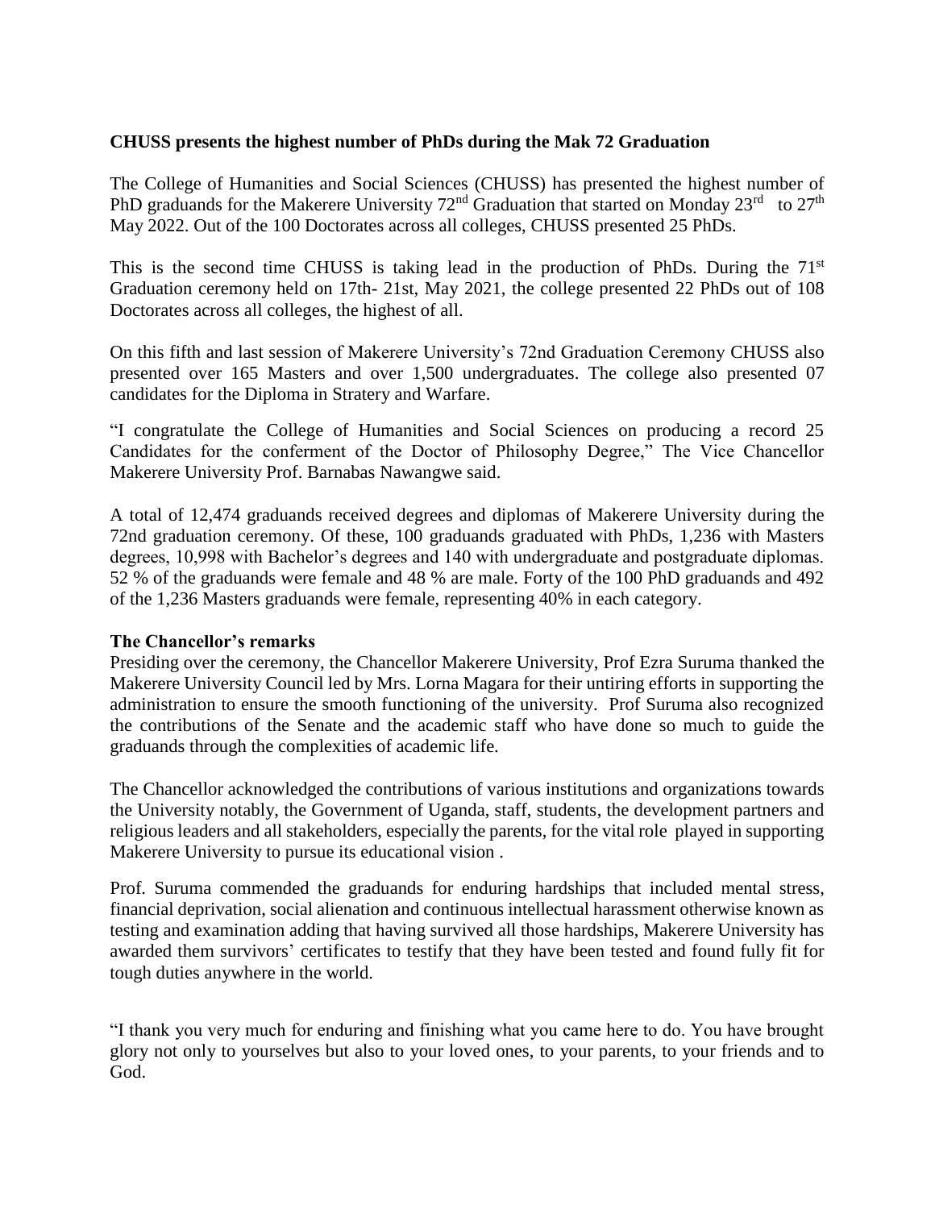**CHUSS presents the highest number of PhDs during the Mak 72 Graduation**

The College of Humanities and Social Sciences (CHUSS) has presented the highest number of PhD graduands for the Makerere University 72nd Graduation that started on Monday 23rd to 27th May 2022. Out of the 100 Doctorates across all colleges, CHUSS presented 25 PhDs.

This is the second time CHUSS is taking lead in the production of PhDs. During the 71st Graduation ceremony held on 17th- 21st, May 2021, the college presented 22 PhDs out of 108 Doctorates across all colleges, the highest of all.

On this fifth and last session of Makerere University's 72nd Graduation Ceremony CHUSS also presented over 165 Masters and over 1,500 undergraduates. The college also presented 07 candidates for the Diploma in Stratery and Warfare.

"I congratulate the College of Humanities and Social Sciences on producing a record 25 Candidates for the conferment of the Doctor of Philosophy Degree," The Vice Chancellor Makerere University Prof. Barnabas Nawangwe said.

A total of 12,474 graduands received degrees and diplomas of Makerere University during the 72nd graduation ceremony. Of these, 100 graduands graduated with PhDs, 1,236 with Masters degrees, 10,998 with Bachelor's degrees and 140 with undergraduate and postgraduate diplomas. 52 % of the graduands were female and 48 % are male. Forty of the 100 PhD graduands and 492 of the 1,236 Masters graduands were female, representing 40% in each category.

**The Chancellor's remarks**

Presiding over the ceremony, the Chancellor Makerere University, Prof Ezra Suruma thanked the Makerere University Council led by Mrs. Lorna Magara for their untiring efforts in supporting the administration to ensure the smooth functioning of the university. Prof Suruma also recognized the contributions of the Senate and the academic staff who have done so much to guide the graduands through the complexities of academic life.

The Chancellor acknowledged the contributions of various institutions and organizations towards the University notably, the Government of Uganda, staff, students, the development partners and religious leaders and all stakeholders, especially the parents, for the vital role played in supporting Makerere University to pursue its educational vision .

Prof. Suruma commended the graduands for enduring hardships that included mental stress, financial deprivation, social alienation and continuous intellectual harassment otherwise known as testing and examination adding that having survived all those hardships, Makerere University has awarded them survivors' certificates to testify that they have been tested and found fully fit for tough duties anywhere in the world.

"I thank you very much for enduring and finishing what you came here to do. You have brought glory not only to yourselves but also to your loved ones, to your parents, to your friends and to God.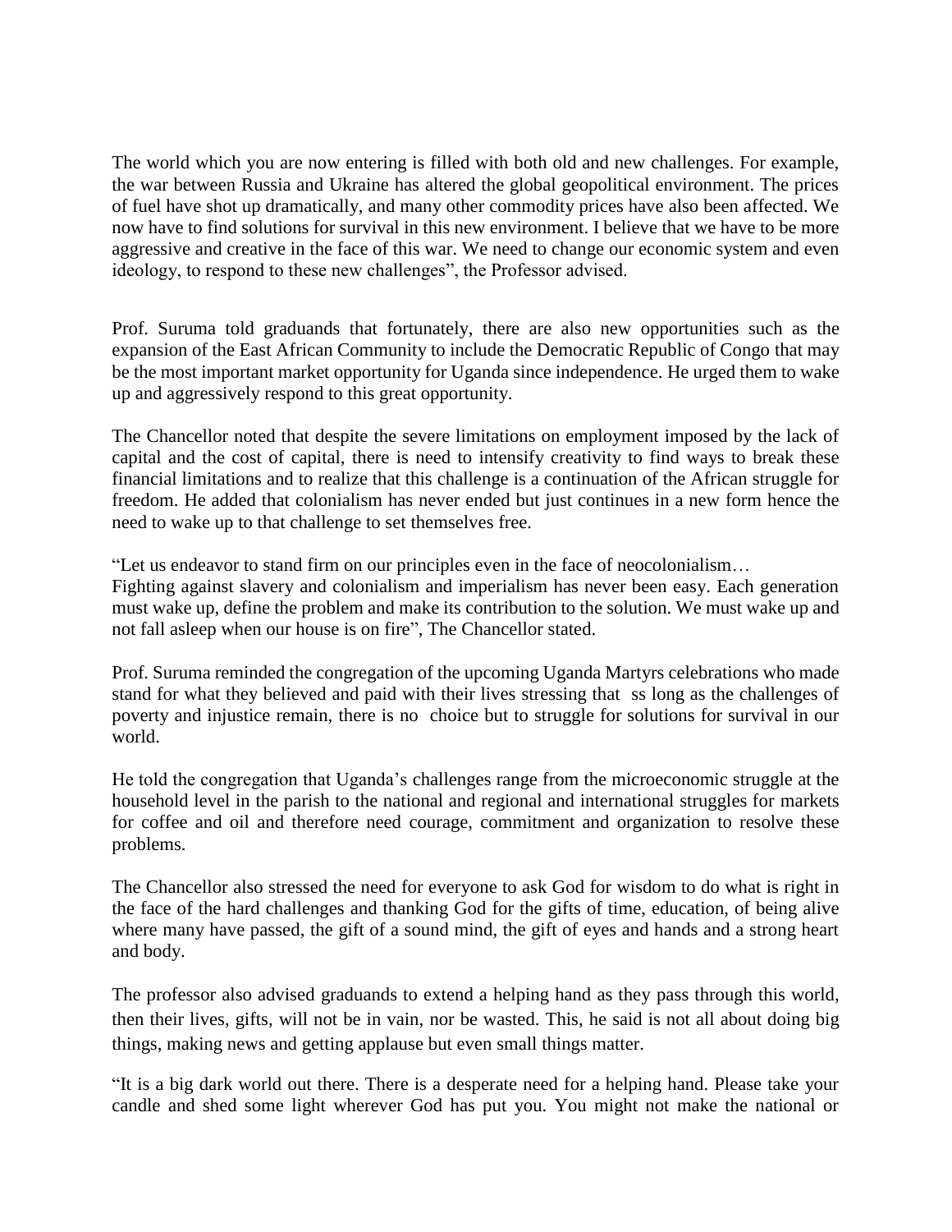The world which you are now entering is filled with both old and new challenges. For example, the war between Russia and Ukraine has altered the global geopolitical environment. The prices of fuel have shot up dramatically, and many other commodity prices have also been affected. We now have to find solutions for survival in this new environment. I believe that we have to be more aggressive and creative in the face of this war. We need to change our economic system and even ideology, to respond to these new challenges", the Professor advised.

Prof. Suruma told graduands that fortunately, there are also new opportunities such as the expansion of the East African Community to include the Democratic Republic of Congo that may be the most important market opportunity for Uganda since independence. He urged them to wake up and aggressively respond to this great opportunity.

The Chancellor noted that despite the severe limitations on employment imposed by the lack of capital and the cost of capital, there is need to intensify creativity to find ways to break these financial limitations and to realize that this challenge is a continuation of the African struggle for freedom. He added that colonialism has never ended but just continues in a new form hence the need to wake up to that challenge to set themselves free.

"Let us endeavor to stand firm on our principles even in the face of neocolonialism…
Fighting against slavery and colonialism and imperialism has never been easy. Each generation must wake up, define the problem and make its contribution to the solution. We must wake up and not fall asleep when our house is on fire", The Chancellor stated.

Prof. Suruma reminded the congregation of the upcoming Uganda Martyrs celebrations who made stand for what they believed and paid with their lives stressing that ss long as the challenges of poverty and injustice remain, there is no choice but to struggle for solutions for survival in our world.

He told the congregation that Uganda's challenges range from the microeconomic struggle at the household level in the parish to the national and regional and international struggles for markets for coffee and oil and therefore need courage, commitment and organization to resolve these problems.

The Chancellor also stressed the need for everyone to ask God for wisdom to do what is right in the face of the hard challenges and thanking God for the gifts of time, education, of being alive where many have passed, the gift of a sound mind, the gift of eyes and hands and a strong heart and body.

The professor also advised graduands to extend a helping hand as they pass through this world, then their lives, gifts, will not be in vain, nor be wasted. This, he said is not all about doing big things, making news and getting applause but even small things matter.

"It is a big dark world out there. There is a desperate need for a helping hand. Please take your candle and shed some light wherever God has put you. You might not make the national or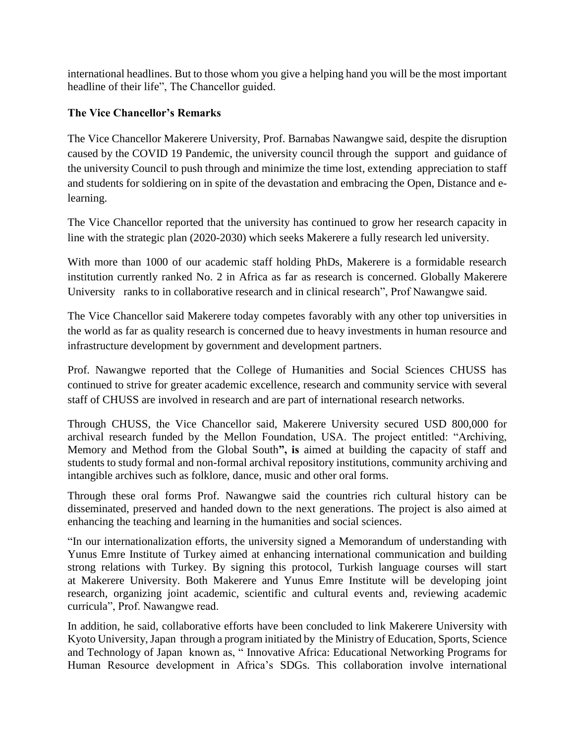international headlines. But to those whom you give a helping hand you will be the most important headline of their life", The Chancellor guided.

**The Vice Chancellor's Remarks**

The Vice Chancellor Makerere University, Prof. Barnabas Nawangwe said, despite the disruption caused by the COVID 19 Pandemic, the university council through the support and guidance of the university Council to push through and minimize the time lost, extending appreciation to staff and students for soldiering on in spite of the devastation and embracing the Open, Distance and e-learning.

The Vice Chancellor reported that the university has continued to grow her research capacity in line with the strategic plan (2020-2030) which seeks Makerere a fully research led university.

With more than 1000 of our academic staff holding PhDs, Makerere is a formidable research institution currently ranked No. 2 in Africa as far as research is concerned. Globally Makerere University ranks to in collaborative research and in clinical research", Prof Nawangwe said.

The Vice Chancellor said Makerere today competes favorably with any other top universities in the world as far as quality research is concerned due to heavy investments in human resource and infrastructure development by government and development partners.

Prof. Nawangwe reported that the College of Humanities and Social Sciences CHUSS has continued to strive for greater academic excellence, research and community service with several staff of CHUSS are involved in research and are part of international research networks.

Through CHUSS, the Vice Chancellor said, Makerere University secured USD 800,000 for archival research funded by the Mellon Foundation, USA. The project entitled: "Archiving, Memory and Method from the Global South**", is** aimed at building the capacity of staff and students to study formal and non-formal archival repository institutions, community archiving and intangible archives such as folklore, dance, music and other oral forms.

Through these oral forms Prof. Nawangwe said the countries rich cultural history can be disseminated, preserved and handed down to the next generations. The project is also aimed at enhancing the teaching and learning in the humanities and social sciences.

"In our internationalization efforts, the university signed a Memorandum of understanding with Yunus Emre Institute of Turkey aimed at enhancing international communication and building strong relations with Turkey. By signing this protocol, Turkish language courses will start at Makerere University. Both Makerere and Yunus Emre Institute will be developing joint research, organizing joint academic, scientific and cultural events and, reviewing academic curricula", Prof. Nawangwe read.

In addition, he said, collaborative efforts have been concluded to link Makerere University with Kyoto University, Japan through a program initiated by the Ministry of Education, Sports, Science and Technology of Japan known as, " Innovative Africa: Educational Networking Programs for Human Resource development in Africa's SDGs. This collaboration involve international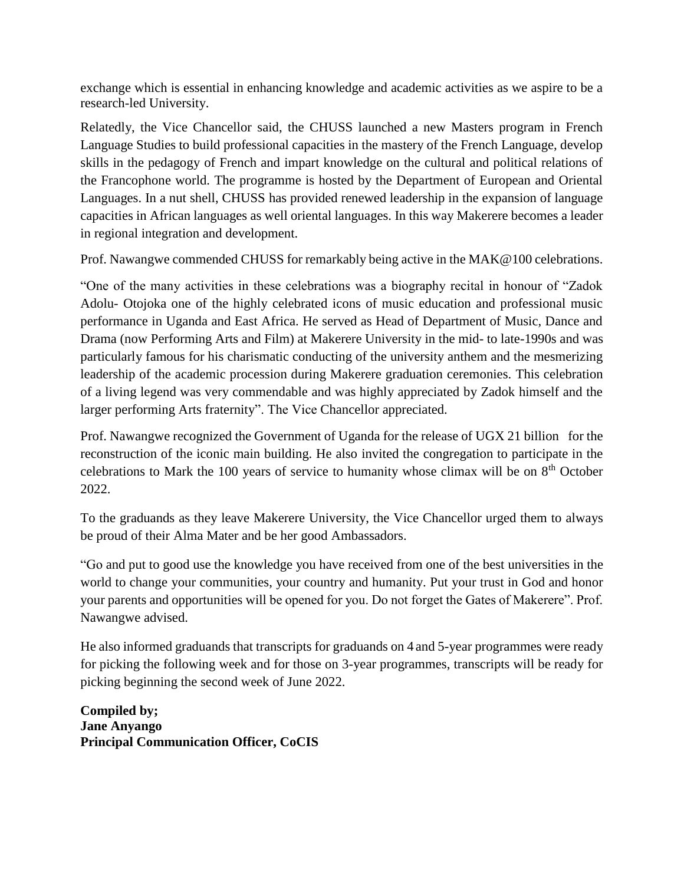exchange which is essential in enhancing knowledge and academic activities as we aspire to be a research-led University.

Relatedly, the Vice Chancellor said, the CHUSS launched a new Masters program in French Language Studies to build professional capacities in the mastery of the French Language, develop skills in the pedagogy of French and impart knowledge on the cultural and political relations of the Francophone world. The programme is hosted by the Department of European and Oriental Languages. In a nut shell, CHUSS has provided renewed leadership in the expansion of language capacities in African languages as well oriental languages. In this way Makerere becomes a leader in regional integration and development.

Prof. Nawangwe commended CHUSS for remarkably being active in the MAK@100 celebrations.

"One of the many activities in these celebrations was a biography recital in honour of "Zadok Adolu- Otojoka one of the highly celebrated icons of music education and professional music performance in Uganda and East Africa. He served as Head of Department of Music, Dance and Drama (now Performing Arts and Film) at Makerere University in the mid- to late-1990s and was particularly famous for his charismatic conducting of the university anthem and the mesmerizing leadership of the academic procession during Makerere graduation ceremonies. This celebration of a living legend was very commendable and was highly appreciated by Zadok himself and the larger performing Arts fraternity". The Vice Chancellor appreciated.

Prof. Nawangwe recognized the Government of Uganda for the release of UGX 21 billion for the reconstruction of the iconic main building. He also invited the congregation to participate in the celebrations to Mark the 100 years of service to humanity whose climax will be on 8th October 2022.

To the graduands as they leave Makerere University, the Vice Chancellor urged them to always be proud of their Alma Mater and be her good Ambassadors.

"Go and put to good use the knowledge you have received from one of the best universities in the world to change your communities, your country and humanity. Put your trust in God and honor your parents and opportunities will be opened for you. Do not forget the Gates of Makerere". Prof. Nawangwe advised.

He also informed graduands that transcripts for graduands on 4 and 5-year programmes were ready for picking the following week and for those on 3-year programmes, transcripts will be ready for picking beginning the second week of June 2022.

**Compiled by;**
**Jane Anyango**
**Principal Communication Officer, CoCIS**